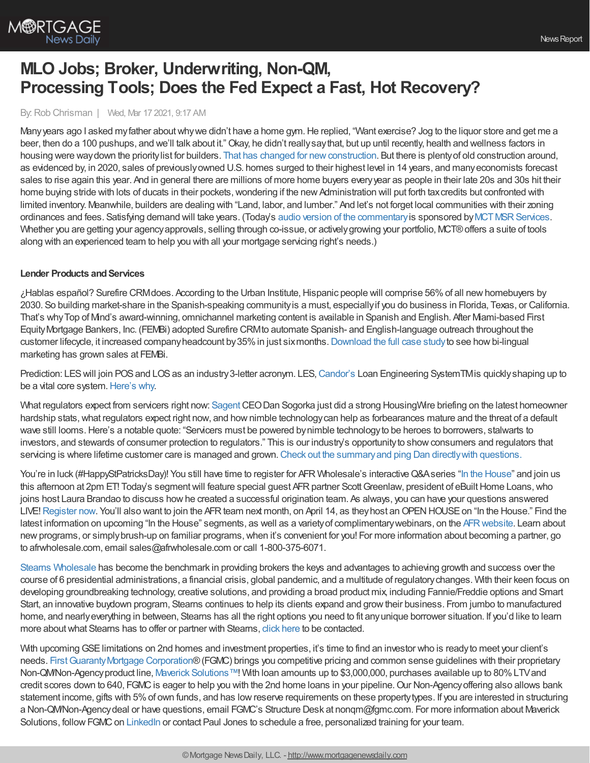# MLO Jobs; Broker, Underwriting, Non-QM, Processing Tools; Does the Fed Expect a Fast, Hot Recovery?

By: Rob Chrisman | Wed, Mar 17 2021, 9:17 AM

Many years ago I asked my father about why we didn't have a home gym. He replied, "Want exercise? Jog to the liquor store and get me a beer, then do a 100 pushups, and we'll talk about it." Okay, he didn't really say that, but up until recently, health and wellness factors in housing were way down the priority list for builders. That has changed for new construction. But there is plenty of old construction around, as evidenced by, in 2020, sales of previously owned U.S. homes surged to their highest level in 14 years, and many economists forecast sales to rise again this year. And in general there are millions of more home buyers every year as people in their late 20s and 30s hit their home buying stride with lots of ducats in their pockets, wondering if the new Administration will put forth tax credits but confronted with limited inventory. Meanwhile, builders are dealing with "Land, labor, and lumber." And let's not forget local communities with their zoning ordinances and fees. Satisfying demand will take years. (Today's audio version of the commentary is sponsored by MCT MSR Services. Whether you are getting your agency approvals, selling through co-issue, or actively growing your portfolio, MCT® offers a suite of tools along with an experienced team to help you with all your mortgage servicing right's needs.)

**Lender Products and Services**

¿Hablas español? Surefire CRM does. According to the Urban Institute, Hispanic people will comprise 56% of all new homebuyers by 2030. So building market-share in the Spanish-speaking community is a must, especially if you do business in Florida, Texas, or California. That's why Top of Mind's award-winning, omnichannel marketing content is available in Spanish and English. After Miami-based First Equity Mortgage Bankers, Inc. (FEMBi) adopted Surefire CRM to automate Spanish- and English-language outreach throughout the customer lifecycle, it increased company headcount by 35% in just six months. Download the full case study to see how bi-lingual marketing has grown sales at FEMBi.

Prediction: LES will join POS and LOS as an industry 3-letter acronym. LES, Candor's Loan Engineering SystemTM is quickly shaping up to be a vital core system. Here's why.

What regulators expect from servicers right now: Sagent CEO Dan Sogorka just did a strong HousingWire briefing on the latest homeowner hardship stats, what regulators expect right now, and how nimble technology can help as forbearances mature and the threat of a default wave still looms. Here's a notable quote: "Servicers must be powered by nimble technology to be heroes to borrowers, stalwarts to investors, and stewards of consumer protection to regulators." This is our industry's opportunity to show consumers and regulators that servicing is where lifetime customer care is managed and grown. Check out the summary and ping Dan directly with questions.

You're in luck (#HappyStPatricksDay)! You still have time to register for AFR Wholesale's interactive Q&A series "In the House" and join us this afternoon at 2pm ET! Today's segment will feature special guest AFR partner Scott Greenlaw, president of eBuilt Home Loans, who joins host Laura Brandao to discuss how he created a successful origination team. As always, you can have your questions answered LIVE! Register now. You'll also want to join the AFR team next month, on April 14, as they host an OPEN HOUSE on "In the House." Find the latest information on upcoming "In the House" segments, as well as a variety of complimentary webinars, on the AFR website. Learn about new programs, or simply brush-up on familiar programs, when it's convenient for you! For more information about becoming a partner, go to afrwholesale.com, email sales@afrwholesale.com or call 1-800-375-6071.

Stearns Wholesale has become the benchmark in providing brokers the keys and advantages to achieving growth and success over the course of 6 presidential administrations, a financial crisis, global pandemic, and a multitude of regulatory changes. With their keen focus on developing groundbreaking technology, creative solutions, and providing a broad product mix, including Fannie/Freddie options and Smart Start, an innovative buydown program, Stearns continues to help its clients expand and grow their business. From jumbo to manufactured home, and nearly everything in between, Stearns has all the right options you need to fit any unique borrower situation. If you'd like to learn more about what Stearns has to offer or partner with Stearns, click here to be contacted.

With upcoming GSE limitations on 2nd homes and investment properties, it's time to find an investor who is ready to meet your client's needs. First Guaranty Mortgage Corporation® (FGMC) brings you competitive pricing and common sense guidelines with their proprietary Non-QM/Non-Agency product line, Maverick Solutions™! With loan amounts up to $3,000,000, purchases available up to 80% LTV and credit scores down to 640, FGMC is eager to help you with the 2nd home loans in your pipeline. Our Non-Agency offering also allows bank statement income, gifts with 5% of own funds, and has low reserve requirements on these property types. If you are interested in structuring a Non-QM/Non-Agency deal or have questions, email FGMC's Structure Desk at nonqm@fgmc.com. For more information about Maverick Solutions, follow FGMC on LinkedIn or contact Paul Jones to schedule a free, personalized training for your team.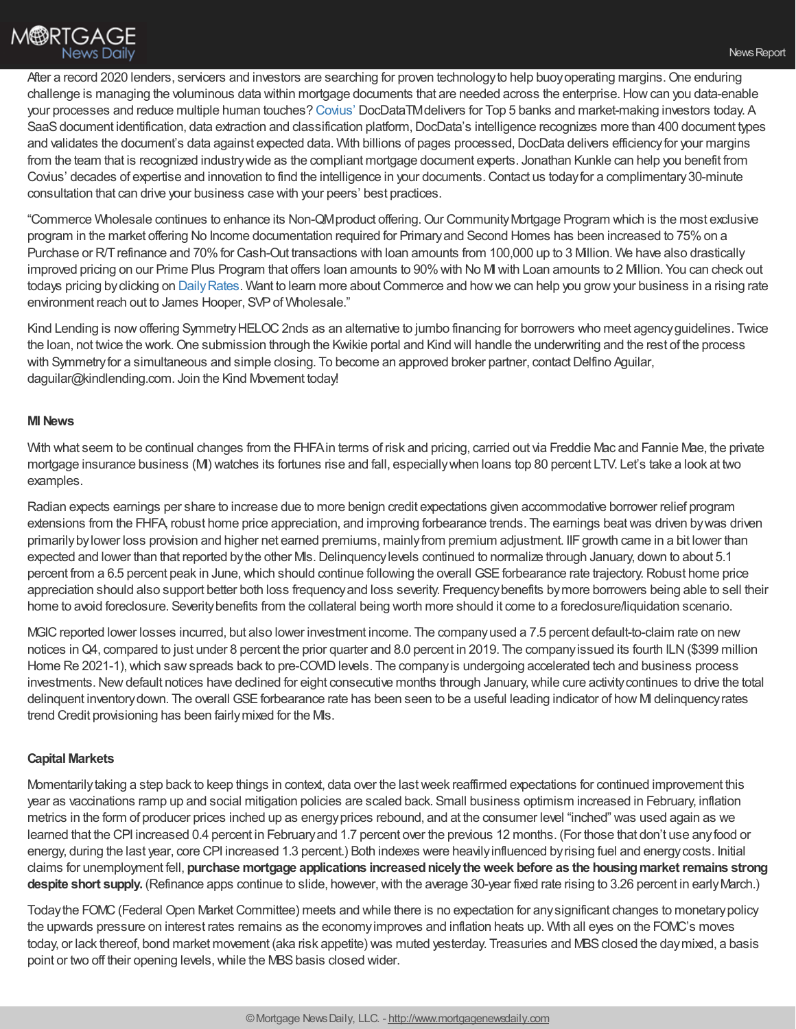After a record 2020 lenders, servicers and investors are searching for proven technology to help buoy operating margins. One enduring challenge is managing the voluminous data within mortgage documents that are needed across the enterprise. How can you data-enable your processes and reduce multiple human touches? Covius' DocDataTM delivers for Top 5 banks and market-making investors today. A SaaS document identification, data extraction and classification platform, DocData's intelligence recognizes more than 400 document types and validates the document's data against expected data. With billions of pages processed, DocData delivers efficiency for your margins from the team that is recognized industry wide as the compliant mortgage document experts. Jonathan Kunkle can help you benefit from Covius' decades of expertise and innovation to find the intelligence in your documents. Contact us today for a complimentary 30-minute consultation that can drive your business case with your peers' best practices.

"Commerce Wholesale continues to enhance its Non-QM product offering. Our Community Mortgage Program which is the most exclusive program in the market offering No Income documentation required for Primary and Second Homes has been increased to 75% on a Purchase or R/T refinance and 70% for Cash-Out transactions with loan amounts from 100,000 up to 3 Million. We have also drastically improved pricing on our Prime Plus Program that offers loan amounts to 90% with No MI with Loan amounts to 2 Million. You can check out todays pricing by clicking on Daily Rates. Want to learn more about Commerce and how we can help you grow your business in a rising rate environment reach out to James Hooper, SVP of Wholesale."

Kind Lending is now offering Symmetry HELOC 2nds as an alternative to jumbo financing for borrowers who meet agency guidelines. Twice the loan, not twice the work. One submission through the Kwikie portal and Kind will handle the underwriting and the rest of the process with Symmetry for a simultaneous and simple closing. To become an approved broker partner, contact Delfino Aguilar, daguilar@kindlending.com. Join the Kind Movement today!

### MI News

With what seem to be continual changes from the FHFA in terms of risk and pricing, carried out via Freddie Mac and Fannie Mae, the private mortgage insurance business (MI) watches its fortunes rise and fall, especially when loans top 80 percent LTV. Let's take a look at two examples.

Radian expects earnings per share to increase due to more benign credit expectations given accommodative borrower relief program extensions from the FHFA, robust home price appreciation, and improving forbearance trends. The earnings beat was driven by was driven primarily by lower loss provision and higher net earned premiums, mainly from premium adjustment. IIF growth came in a bit lower than expected and lower than that reported by the other MIs. Delinquency levels continued to normalize through January, down to about 5.1 percent from a 6.5 percent peak in June, which should continue following the overall GSE forbearance rate trajectory. Robust home price appreciation should also support better both loss frequency and loss severity. Frequency benefits by more borrowers being able to sell their home to avoid foreclosure. Severity benefits from the collateral being worth more should it come to a foreclosure/liquidation scenario.

MGIC reported lower losses incurred, but also lower investment income. The company used a 7.5 percent default-to-claim rate on new notices in Q4, compared to just under 8 percent the prior quarter and 8.0 percent in 2019. The company issued its fourth ILN ($399 million Home Re 2021-1), which saw spreads back to pre-COVID levels. The company is undergoing accelerated tech and business process investments. New default notices have declined for eight consecutive months through January, while cure activity continues to drive the total delinquent inventory down. The overall GSE forbearance rate has been seen to be a useful leading indicator of how MI delinquency rates trend Credit provisioning has been fairly mixed for the MIs.

### Capital Markets

Momentarily taking a step back to keep things in context, data over the last week reaffirmed expectations for continued improvement this year as vaccinations ramp up and social mitigation policies are scaled back. Small business optimism increased in February, inflation metrics in the form of producer prices inched up as energy prices rebound, and at the consumer level "inched" was used again as we learned that the CPI increased 0.4 percent in February and 1.7 percent over the previous 12 months. (For those that don't use any food or energy, during the last year, core CPI increased 1.3 percent.) Both indexes were heavily influenced by rising fuel and energy costs. Initial claims for unemployment fell, **purchase mortgage applications increased nicely the week before as the housing market remains strong despite short supply.** (Refinance apps continue to slide, however, with the average 30-year fixed rate rising to 3.26 percent in early March.)

Today the FOMC (Federal Open Market Committee) meets and while there is no expectation for any significant changes to monetary policy the upwards pressure on interest rates remains as the economy improves and inflation heats up. With all eyes on the FOMC's moves today, or lack thereof, bond market movement (aka risk appetite) was muted yesterday. Treasuries and MBS closed the day mixed, a basis point or two off their opening levels, while the MBS basis closed wider.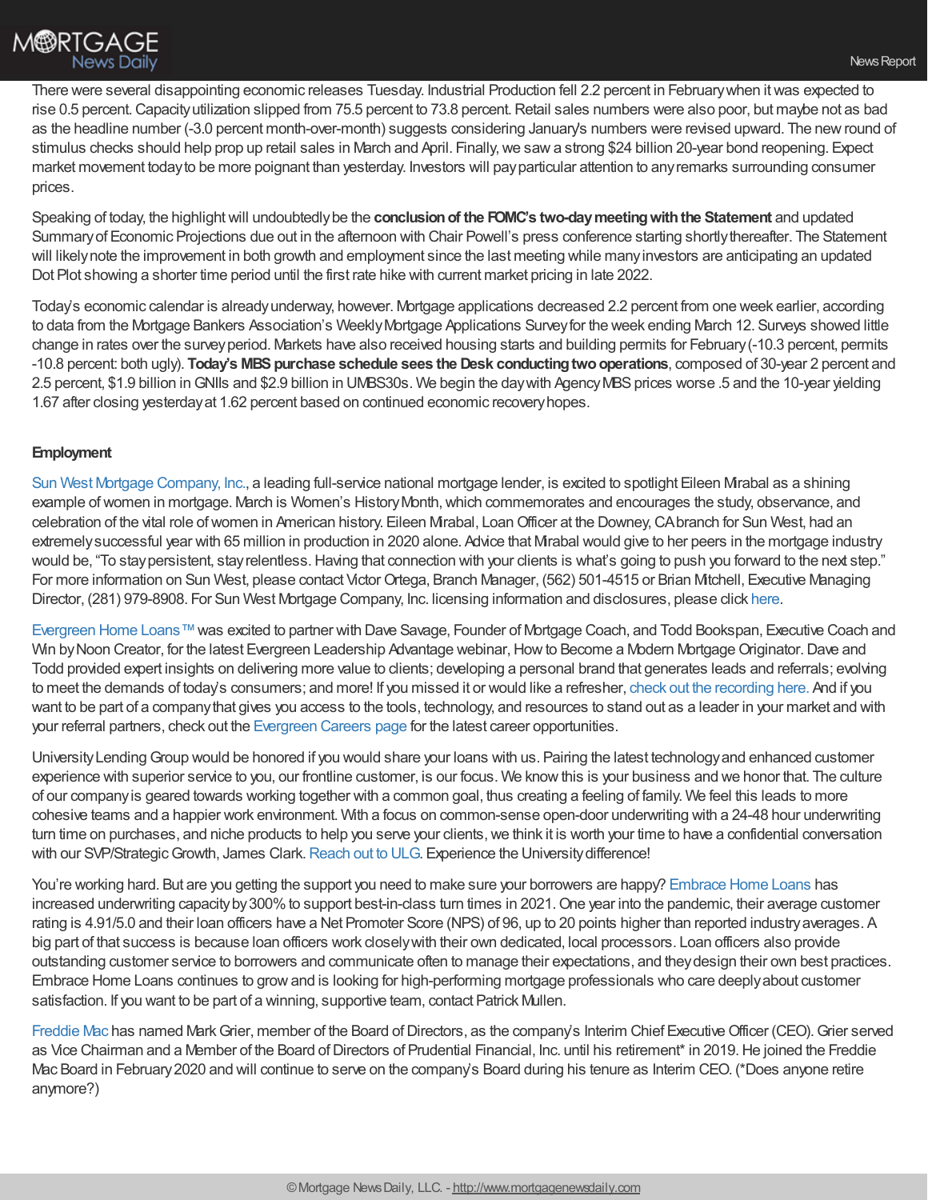There were several disappointing economic releases Tuesday. Industrial Production fell 2.2 percent in February when it was expected to rise 0.5 percent. Capacity utilization slipped from 75.5 percent to 73.8 percent. Retail sales numbers were also poor, but maybe not as bad as the headline number (-3.0 percent month-over-month) suggests considering January's numbers were revised upward. The new round of stimulus checks should help prop up retail sales in March and April. Finally, we saw a strong $24 billion 20-year bond reopening. Expect market movement today to be more poignant than yesterday. Investors will pay particular attention to any remarks surrounding consumer prices.

Speaking of today, the highlight will undoubtedly be the **conclusion of the FOMC's two-day meeting with the Statement** and updated Summary of Economic Projections due out in the afternoon with Chair Powell's press conference starting shortly thereafter. The Statement will likely note the improvement in both growth and employment since the last meeting while many investors are anticipating an updated Dot Plot showing a shorter time period until the first rate hike with current market pricing in late 2022.

Today's economic calendar is already underway, however. Mortgage applications decreased 2.2 percent from one week earlier, according to data from the Mortgage Bankers Association's Weekly Mortgage Applications Survey for the week ending March 12. Surveys showed little change in rates over the survey period. Markets have also received housing starts and building permits for February (-10.3 percent, permits -10.8 percent: both ugly). **Today's MBS purchase schedule sees the Desk conducting two operations**, composed of 30-year 2 percent and 2.5 percent, $1.9 billion in GNIIs and $2.9 billion in UMBS30s. We begin the day with Agency MBS prices worse .5 and the 10-year yielding 1.67 after closing yesterday at 1.62 percent based on continued economic recovery hopes.

**Employment**

Sun West Mortgage Company, Inc., a leading full-service national mortgage lender, is excited to spotlight Eileen Mirabal as a shining example of women in mortgage. March is Women's History Month, which commemorates and encourages the study, observance, and celebration of the vital role of women in American history. Eileen Mirabal, Loan Officer at the Downey, CA branch for Sun West, had an extremely successful year with 65 million in production in 2020 alone. Advice that Mirabal would give to her peers in the mortgage industry would be, "To stay persistent, stay relentless. Having that connection with your clients is what's going to push you forward to the next step." For more information on Sun West, please contact Victor Ortega, Branch Manager, (562) 501-4515 or Brian Mitchell, Executive Managing Director, (281) 979-8908. For Sun West Mortgage Company, Inc. licensing information and disclosures, please click here.

Evergreen Home Loans™ was excited to partner with Dave Savage, Founder of Mortgage Coach, and Todd Bookspan, Executive Coach and Win by Noon Creator, for the latest Evergreen Leadership Advantage webinar, How to Become a Modern Mortgage Originator. Dave and Todd provided expert insights on delivering more value to clients; developing a personal brand that generates leads and referrals; evolving to meet the demands of today's consumers; and more! If you missed it or would like a refresher, check out the recording here. And if you want to be part of a company that gives you access to the tools, technology, and resources to stand out as a leader in your market and with your referral partners, check out the Evergreen Careers page for the latest career opportunities.

University Lending Group would be honored if you would share your loans with us. Pairing the latest technology and enhanced customer experience with superior service to you, our frontline customer, is our focus. We know this is your business and we honor that. The culture of our company is geared towards working together with a common goal, thus creating a feeling of family. We feel this leads to more cohesive teams and a happier work environment. With a focus on common-sense open-door underwriting with a 24-48 hour underwriting turn time on purchases, and niche products to help you serve your clients, we think it is worth your time to have a confidential conversation with our SVP/Strategic Growth, James Clark. Reach out to ULG. Experience the University difference!

You're working hard. But are you getting the support you need to make sure your borrowers are happy? Embrace Home Loans has increased underwriting capacity by 300% to support best-in-class turn times in 2021. One year into the pandemic, their average customer rating is 4.91/5.0 and their loan officers have a Net Promoter Score (NPS) of 96, up to 20 points higher than reported industry averages. A big part of that success is because loan officers work closely with their own dedicated, local processors. Loan officers also provide outstanding customer service to borrowers and communicate often to manage their expectations, and they design their own best practices. Embrace Home Loans continues to grow and is looking for high-performing mortgage professionals who care deeply about customer satisfaction. If you want to be part of a winning, supportive team, contact Patrick Mullen.

Freddie Mac has named Mark Grier, member of the Board of Directors, as the company's Interim Chief Executive Officer (CEO). Grier served as Vice Chairman and a Member of the Board of Directors of Prudential Financial, Inc. until his retirement* in 2019. He joined the Freddie Mac Board in February 2020 and will continue to serve on the company's Board during his tenure as Interim CEO. (*Does anyone retire anymore?)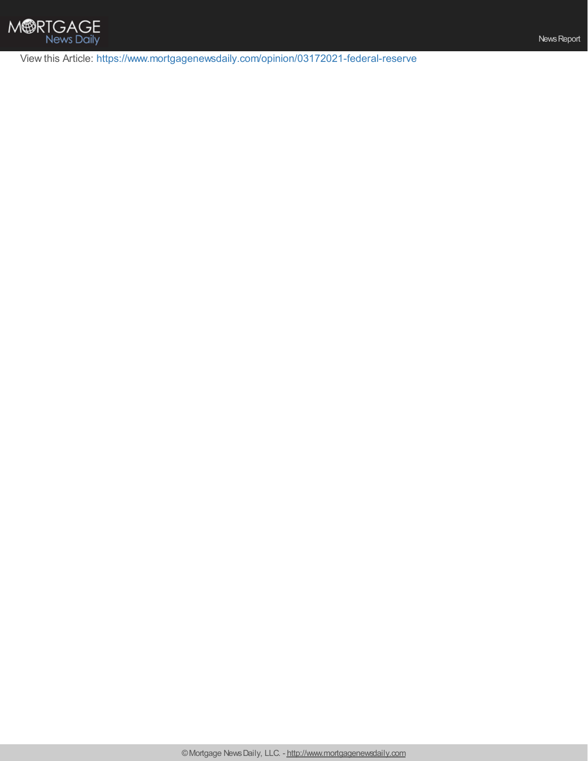View this Article: https://www.mortgagenewsdaily.com/opinion/03172021-federal-reserve